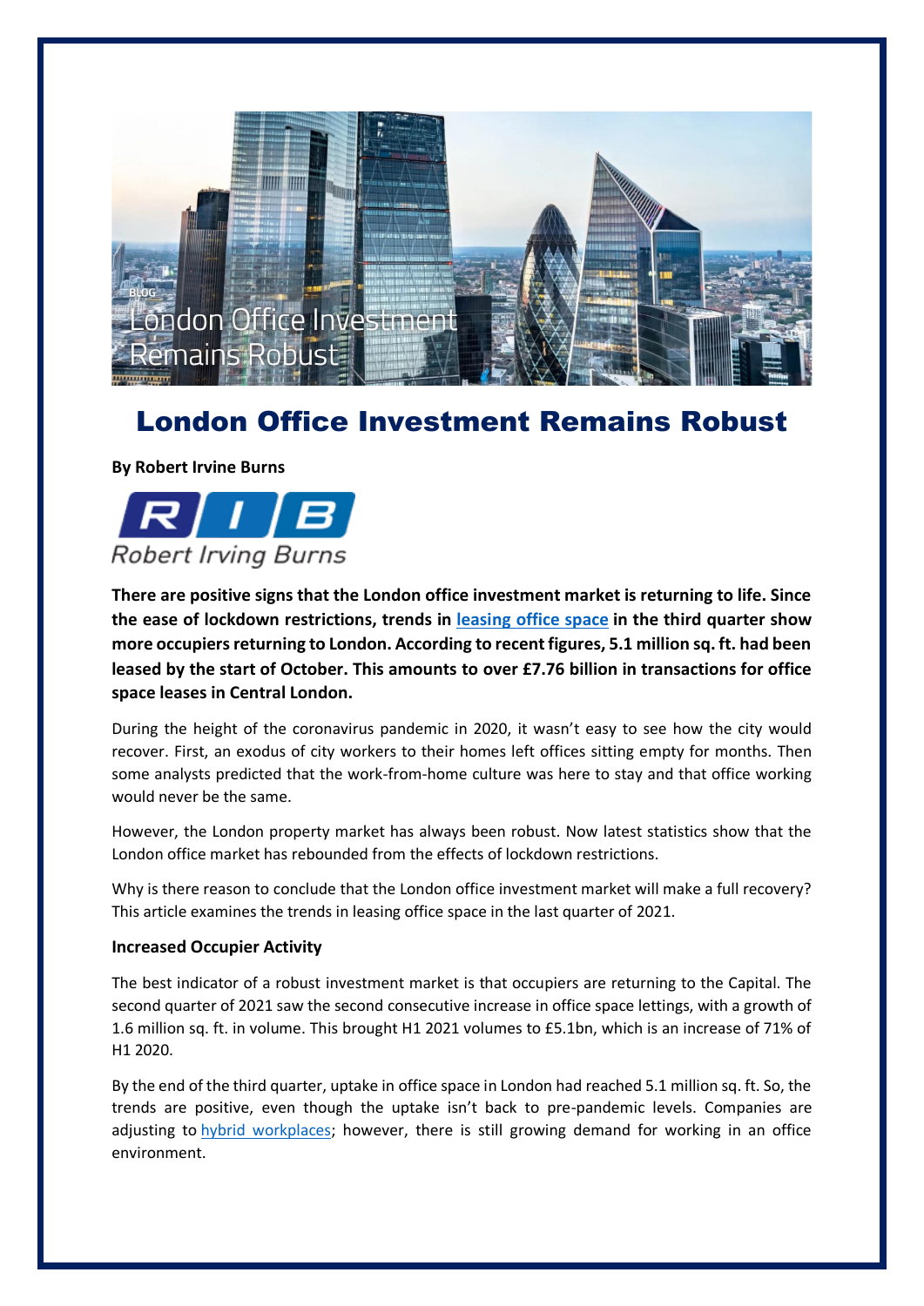# London Office Investment Remains Robust

**By Robert Irvine Burns**

**There are positive signs that the London office investment market is returning to life. Since the ease of lockdown restrictions, trends in leasing office space in the third quarter show more occupiers returning to London. According to recent figures, 5.1 million sq. ft. had been leased by the start of October. This amounts to over £7.76 billion in transactions for office space leases in Central London.**

During the height of the coronavirus pandemic in 2020, it wasn't easy to see how the city would recover. First, an exodus of city workers to their homes left offices sitting empty for months. Then some analysts predicted that the work-from-home culture was here to stay and that office working would never be the same.

However, the London property market has always been robust. Now latest statistics show that the London office market has rebounded from the effects of lockdown restrictions.

Why is there reason to conclude that the London office investment market will make a full recovery? This article examines the trends in leasing office space in the last quarter of 2021.

### Increased Occupier Activity

The best indicator of a robust investment market is that occupiers are returning to the Capital. The second quarter of 2021 saw the second consecutive increase in office space lettings, with a growth of 1.6 million sq. ft. in volume. This brought H1 2021 volumes to £5.1bn, which is an increase of 71% of H1 2020.

By the end of the third quarter, uptake in office space in London had reached 5.1 million sq. ft. So, the trends are positive, even though the uptake isn't back to pre-pandemic levels. Companies are adjusting to hybrid workplaces; however, there is still growing demand for working in an office environment.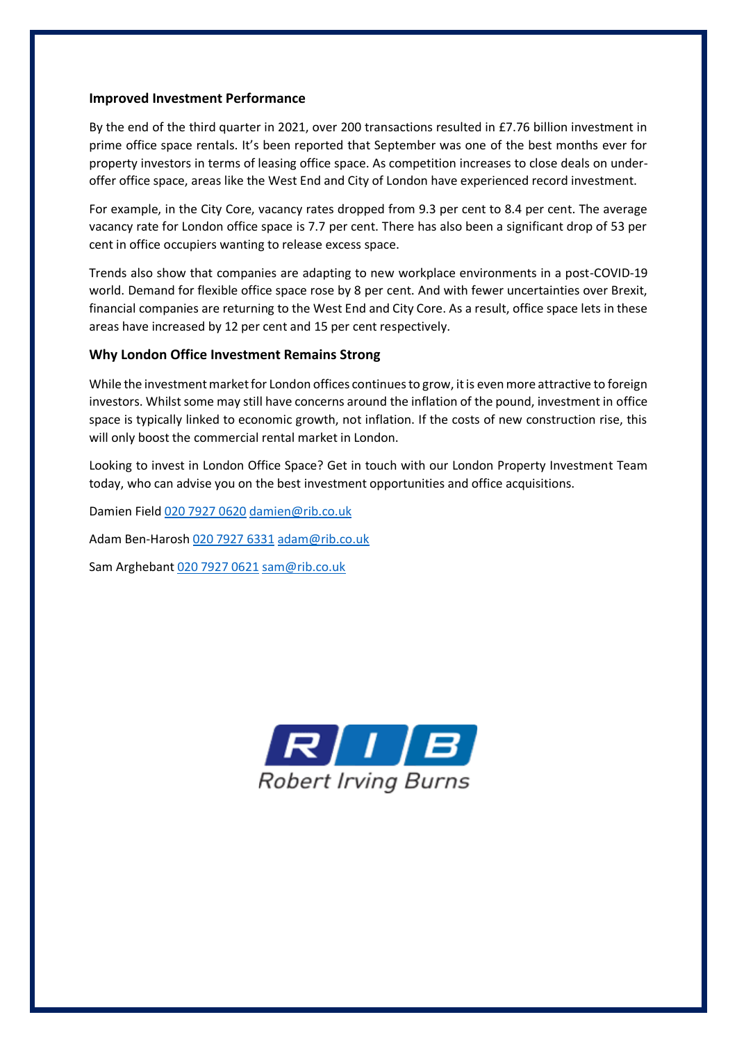## Improved Investment Performance

By the end of the third quarter in 2021, over 200 transactions resulted in £7.76 billion investment in prime office space rentals. It's been reported that September was one of the best months ever for property investors in terms of leasing office space. As competition increases to close deals on under-offer office space, areas like the West End and City of London have experienced record investment.

For example, in the City Core, vacancy rates dropped from 9.3 per cent to 8.4 per cent. The average vacancy rate for London office space is 7.7 per cent. There has also been a significant drop of 53 per cent in office occupiers wanting to release excess space.

Trends also show that companies are adapting to new workplace environments in a post-COVID-19 world. Demand for flexible office space rose by 8 per cent. And with fewer uncertainties over Brexit, financial companies are returning to the West End and City Core. As a result, office space lets in these areas have increased by 12 per cent and 15 per cent respectively.

## Why London Office Investment Remains Strong

While the investment market for London offices continues to grow, it is even more attractive to foreign investors. Whilst some may still have concerns around the inflation of the pound, investment in office space is typically linked to economic growth, not inflation. If the costs of new construction rise, this will only boost the commercial rental market in London.

Looking to invest in London Office Space? Get in touch with our London Property Investment Team today, who can advise you on the best investment opportunities and office acquisitions.

Damien Field 020 7927 0620 damien@rib.co.uk

Adam Ben-Harosh 020 7927 6331 adam@rib.co.uk

Sam Arghebant 020 7927 0621 sam@rib.co.uk

RIB
Robert Irving Burns